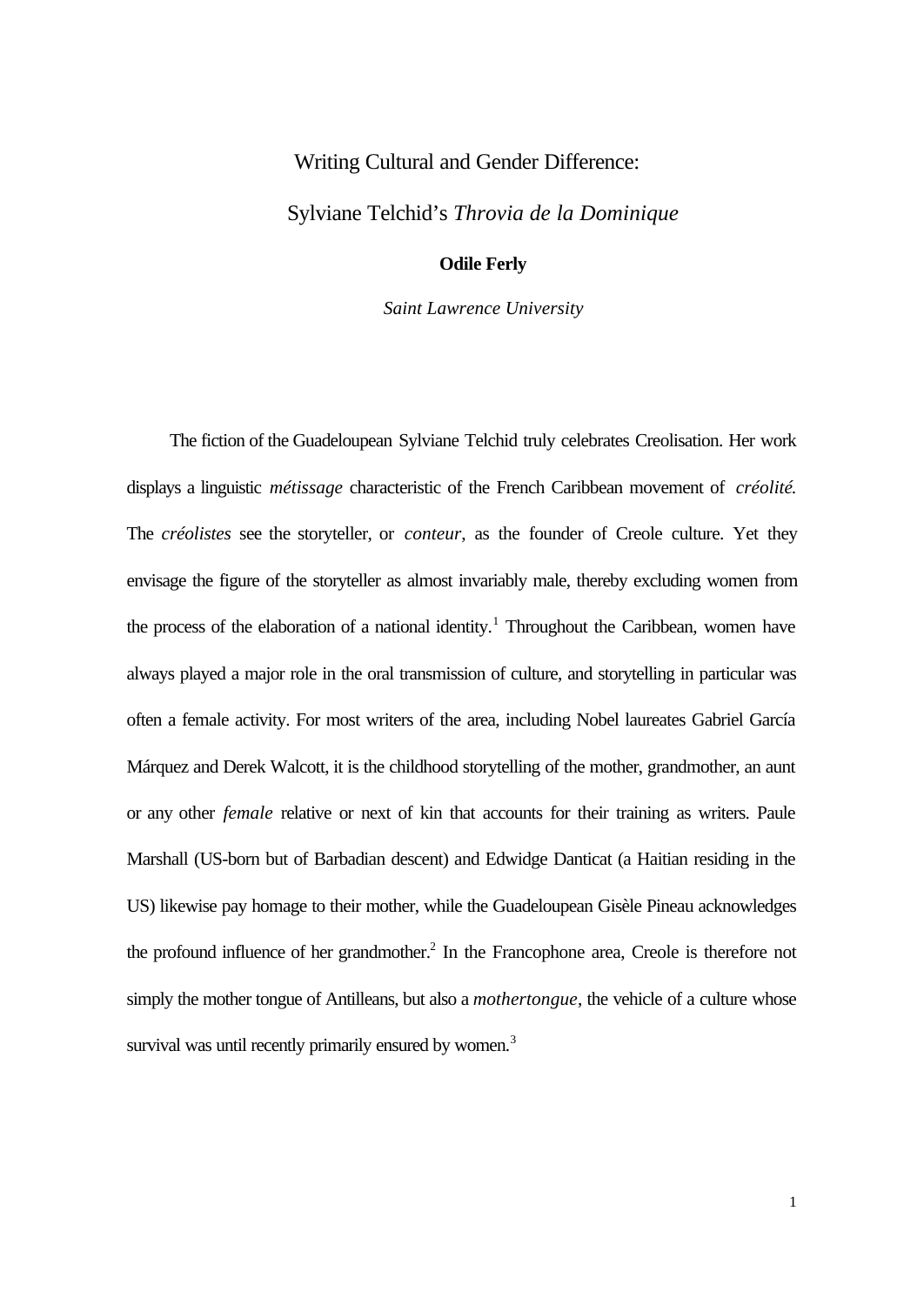# Writing Cultural and Gender Difference:

# Sylviane Telchid's *Throvia de la Dominique*

**Odile Ferly**

*Saint Lawrence University*

The fiction of the Guadeloupean Sylviane Telchid truly celebrates Creolisation. Her work displays a linguistic *métissage* characteristic of the French Caribbean movement of *créolité*. The *créolistes* see the storyteller, or *conteur*, as the founder of Creole culture. Yet they envisage the figure of the storyteller as almost invariably male, thereby excluding women from the process of the elaboration of a national identity.[1] Throughout the Caribbean, women have always played a major role in the oral transmission of culture, and storytelling in particular was often a female activity. For most writers of the area, including Nobel laureates Gabriel García Márquez and Derek Walcott, it is the childhood storytelling of the mother, grandmother, an aunt or any other *female* relative or next of kin that accounts for their training as writers. Paule Marshall (US-born but of Barbadian descent) and Edwidge Danticat (a Haitian residing in the US) likewise pay homage to their mother, while the Guadeloupean Gisèle Pineau acknowledges the profound influence of her grandmother.[2] In the Francophone area, Creole is therefore not simply the mother tongue of Antilleans, but also a *mothertongue*, the vehicle of a culture whose survival was until recently primarily ensured by women.[3]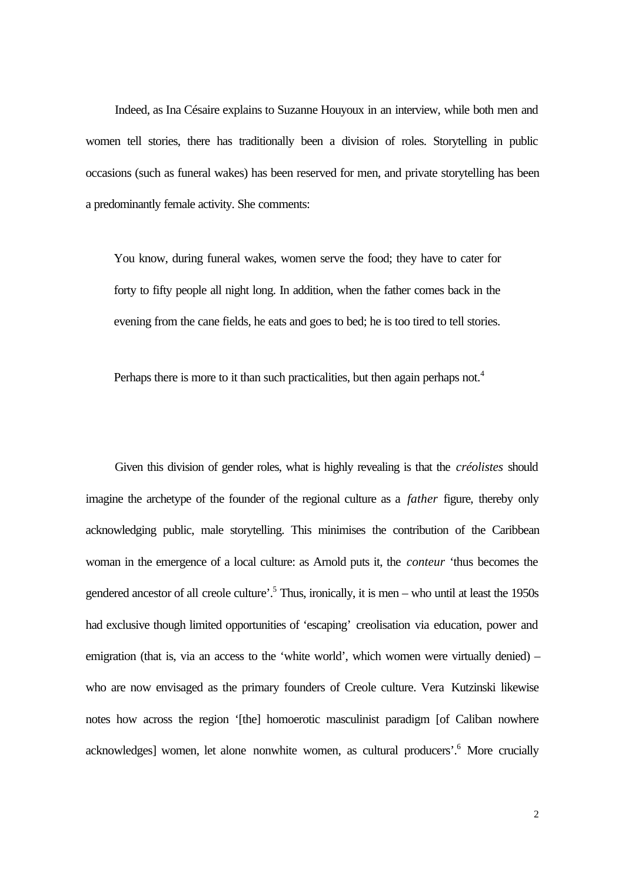Indeed, as Ina Césaire explains to Suzanne Houyoux in an interview, while both men and women tell stories, there has traditionally been a division of roles. Storytelling in public occasions (such as funeral wakes) has been reserved for men, and private storytelling has been a predominantly female activity. She comments:

> You know, during funeral wakes, women serve the food; they have to cater for forty to fifty people all night long. In addition, when the father comes back in the evening from the cane fields, he eats and goes to bed; he is too tired to tell stories.

Perhaps there is more to it than such practicalities, but then again perhaps not.[4]

Given this division of gender roles, what is highly revealing is that the *créolistes* should imagine the archetype of the founder of the regional culture as a *father* figure, thereby only acknowledging public, male storytelling. This minimises the contribution of the Caribbean woman in the emergence of a local culture: as Arnold puts it, the *conteur* 'thus becomes the gendered ancestor of all creole culture'.[5] Thus, ironically, it is men – who until at least the 1950s had exclusive though limited opportunities of 'escaping' creolisation via education, power and emigration (that is, via an access to the 'white world', which women were virtually denied) – who are now envisaged as the primary founders of Creole culture. Vera Kutzinski likewise notes how across the region '[the] homoerotic masculinist paradigm [of Caliban nowhere acknowledges] women, let alone nonwhite women, as cultural producers'.[6] More crucially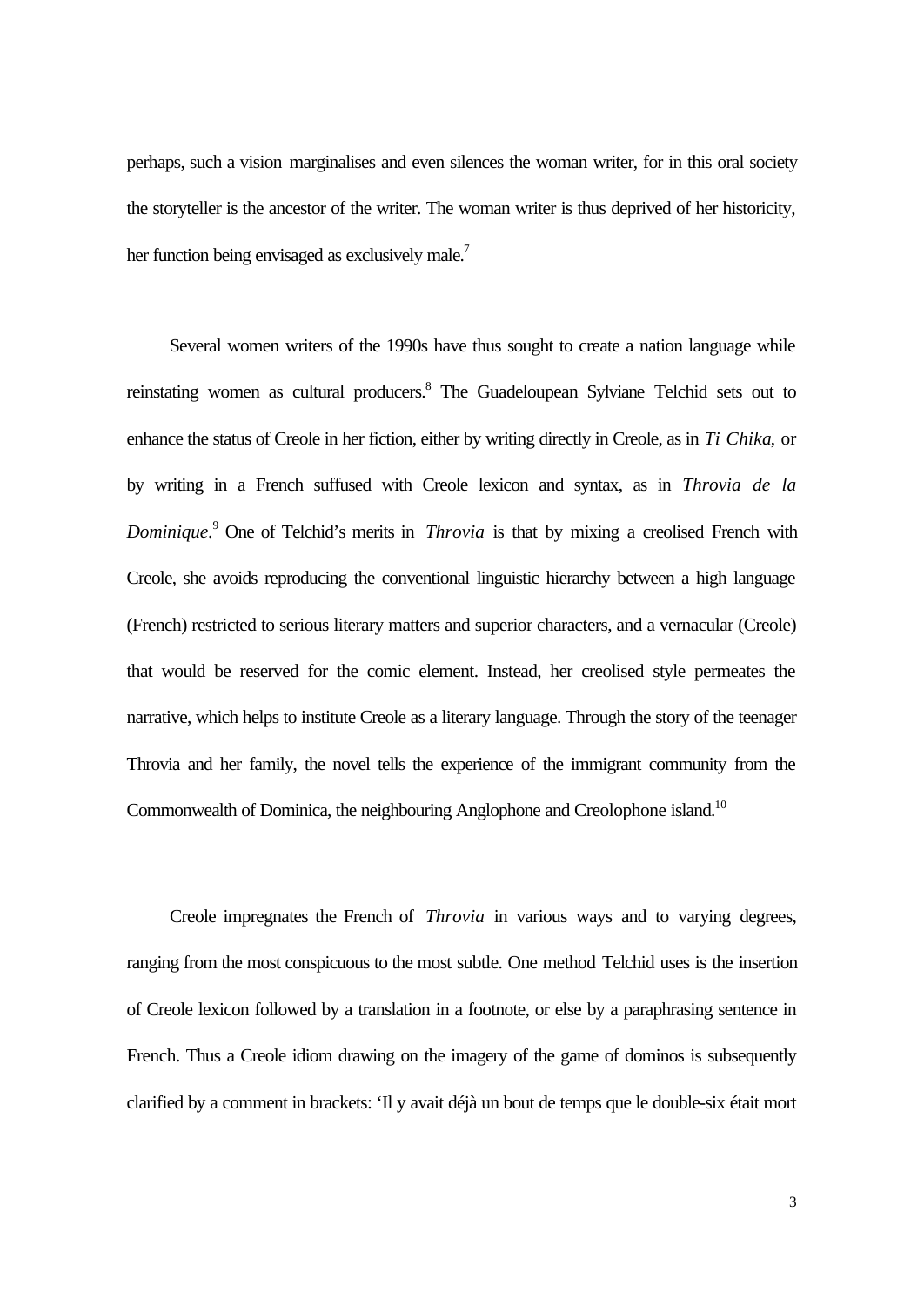perhaps, such a vision marginalises and even silences the woman writer, for in this oral society the storyteller is the ancestor of the writer. The woman writer is thus deprived of her historicity, her function being envisaged as exclusively male.[7]

Several women writers of the 1990s have thus sought to create a nation language while reinstating women as cultural producers.[8] The Guadeloupean Sylviane Telchid sets out to enhance the status of Creole in her fiction, either by writing directly in Creole, as in *Ti Chika*, or by writing in a French suffused with Creole lexicon and syntax, as in *Throvia de la Dominique*.[9] One of Telchid's merits in *Throvia* is that by mixing a creolised French with Creole, she avoids reproducing the conventional linguistic hierarchy between a high language (French) restricted to serious literary matters and superior characters, and a vernacular (Creole) that would be reserved for the comic element. Instead, her creolised style permeates the narrative, which helps to institute Creole as a literary language. Through the story of the teenager Throvia and her family, the novel tells the experience of the immigrant community from the Commonwealth of Dominica, the neighbouring Anglophone and Creolophone island.[10]

Creole impregnates the French of *Throvia* in various ways and to varying degrees, ranging from the most conspicuous to the most subtle. One method Telchid uses is the insertion of Creole lexicon followed by a translation in a footnote, or else by a paraphrasing sentence in French. Thus a Creole idiom drawing on the imagery of the game of dominos is subsequently clarified by a comment in brackets: 'Il y avait déjà un bout de temps que le double-six était mort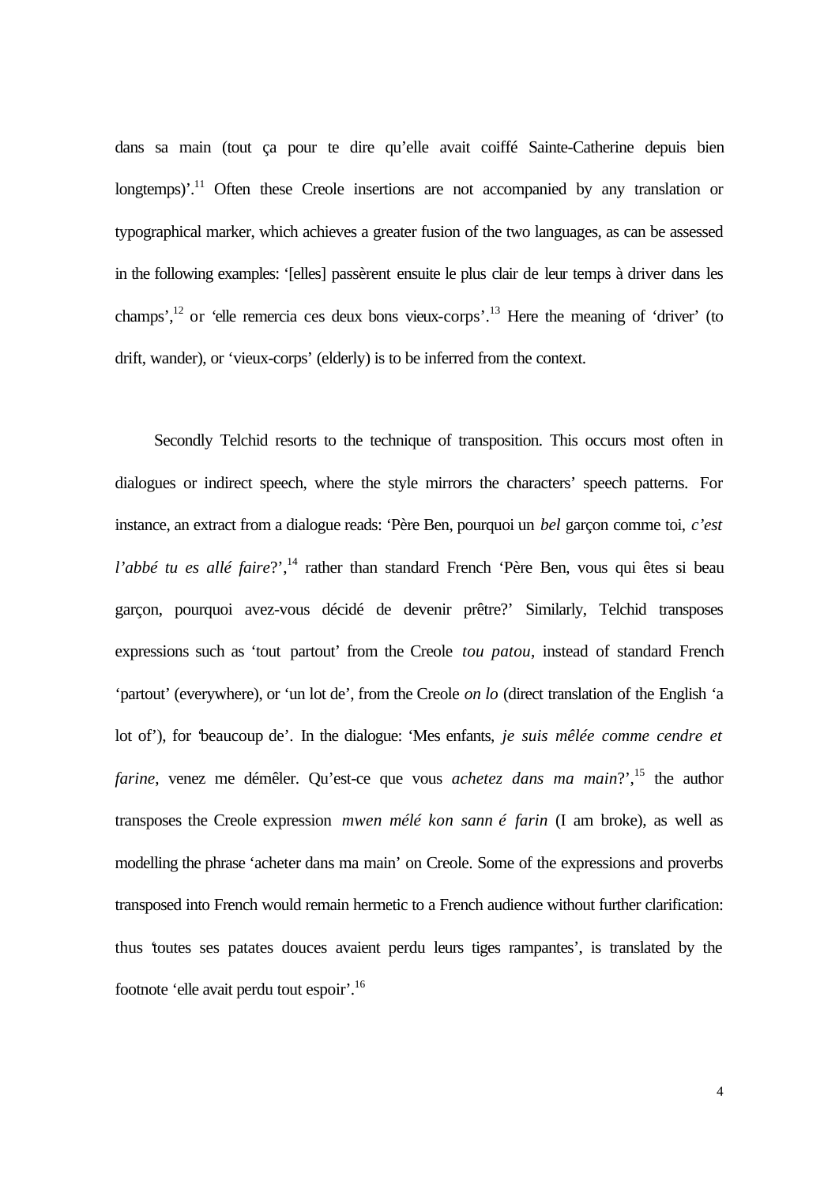dans sa main (tout ça pour te dire qu'elle avait coiffé Sainte-Catherine depuis bien longtemps)'.[11] Often these Creole insertions are not accompanied by any translation or typographical marker, which achieves a greater fusion of the two languages, as can be assessed in the following examples: '[elles] passèrent ensuite le plus clair de leur temps à driver dans les champs',[12] or 'elle remercia ces deux bons vieux-corps'.[13] Here the meaning of 'driver' (to drift, wander), or 'vieux-corps' (elderly) is to be inferred from the context.

Secondly Telchid resorts to the technique of transposition. This occurs most often in dialogues or indirect speech, where the style mirrors the characters' speech patterns. For instance, an extract from a dialogue reads: 'Père Ben, pourquoi un *bel* garçon comme toi, *c'est l'abbé tu es allé faire*?',[14] rather than standard French 'Père Ben, vous qui êtes si beau garçon, pourquoi avez-vous décidé de devenir prêtre?' Similarly, Telchid transposes expressions such as 'tout partout' from the Creole *tou patou*, instead of standard French 'partout' (everywhere), or 'un lot de', from the Creole *on lo* (direct translation of the English 'a lot of'), for 'beaucoup de'. In the dialogue: 'Mes enfants, *je suis mêlée comme cendre et farine*, venez me démêler. Qu'est-ce que vous *achetez dans ma main*?',[15] the author transposes the Creole expression *mwen mélé kon sann é farin* (I am broke), as well as modelling the phrase 'acheter dans ma main' on Creole. Some of the expressions and proverbs transposed into French would remain hermetic to a French audience without further clarification: thus 'toutes ses patates douces avaient perdu leurs tiges rampantes', is translated by the footnote 'elle avait perdu tout espoir'.[16]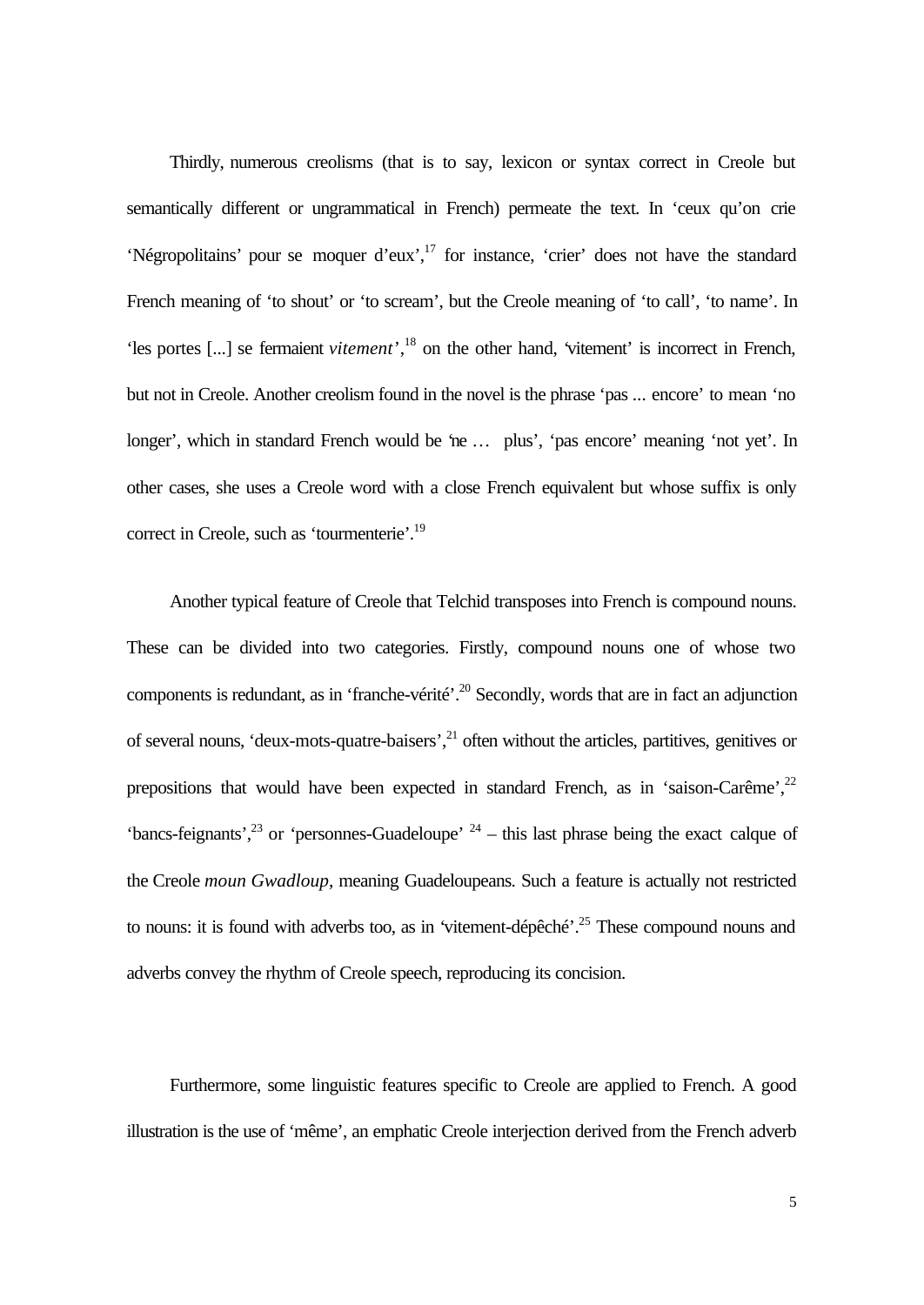Thirdly, numerous creolisms (that is to say, lexicon or syntax correct in Creole but semantically different or ungrammatical in French) permeate the text. In 'ceux qu'on crie 'Négropolitains' pour se moquer d'eux',[17] for instance, 'crier' does not have the standard French meaning of 'to shout' or 'to scream', but the Creole meaning of 'to call', 'to name'. In 'les portes [...] se fermaient *vitement*',[18] on the other hand, 'vitement' is incorrect in French, but not in Creole. Another creolism found in the novel is the phrase 'pas ... encore' to mean 'no longer', which in standard French would be 'ne … plus', 'pas encore' meaning 'not yet'. In other cases, she uses a Creole word with a close French equivalent but whose suffix is only correct in Creole, such as 'tourmenterie'.[19]

Another typical feature of Creole that Telchid transposes into French is compound nouns. These can be divided into two categories. Firstly, compound nouns one of whose two components is redundant, as in 'franche-vérité'.[20] Secondly, words that are in fact an adjunction of several nouns, 'deux-mots-quatre-baisers',[21] often without the articles, partitives, genitives or prepositions that would have been expected in standard French, as in 'saison-Carême',[22] 'bancs-feignants',[23] or 'personnes-Guadeloupe'[24] – this last phrase being the exact calque of the Creole *moun Gwadloup*, meaning Guadeloupeans. Such a feature is actually not restricted to nouns: it is found with adverbs too, as in 'vitement-dépêché'.[25] These compound nouns and adverbs convey the rhythm of Creole speech, reproducing its concision.

Furthermore, some linguistic features specific to Creole are applied to French. A good illustration is the use of 'même', an emphatic Creole interjection derived from the French adverb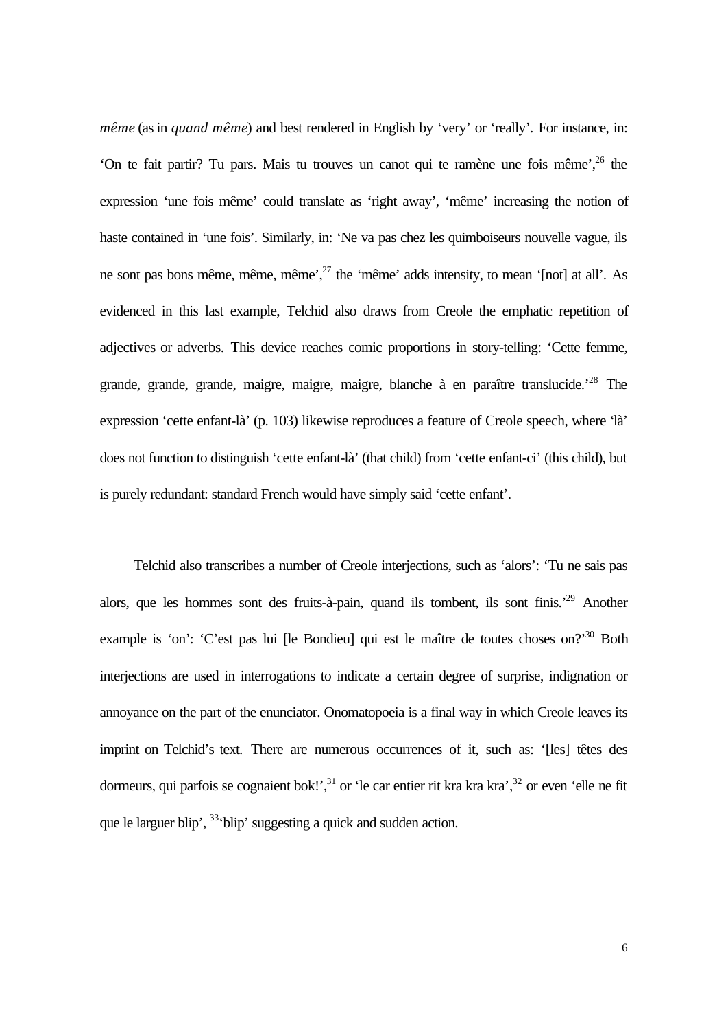*même* (as in *quand même*) and best rendered in English by 'very' or 'really'. For instance, in: 'On te fait partir? Tu pars. Mais tu trouves un canot qui te ramène une fois même',[26] the expression 'une fois même' could translate as 'right away', 'même' increasing the notion of haste contained in 'une fois'. Similarly, in: 'Ne va pas chez les quimboiseurs nouvelle vague, ils ne sont pas bons même, même, même',[27] the 'même' adds intensity, to mean '[not] at all'. As evidenced in this last example, Telchid also draws from Creole the emphatic repetition of adjectives or adverbs. This device reaches comic proportions in story-telling: 'Cette femme, grande, grande, grande, maigre, maigre, maigre, blanche à en paraître translucide.'[28] The expression 'cette enfant-là' (p. 103) likewise reproduces a feature of Creole speech, where 'là' does not function to distinguish 'cette enfant-là' (that child) from 'cette enfant-ci' (this child), but is purely redundant: standard French would have simply said 'cette enfant'.

Telchid also transcribes a number of Creole interjections, such as 'alors': 'Tu ne sais pas alors, que les hommes sont des fruits-à-pain, quand ils tombent, ils sont finis.'[29] Another example is 'on': 'C'est pas lui [le Bondieu] qui est le maître de toutes choses on?'[30] Both interjections are used in interrogations to indicate a certain degree of surprise, indignation or annoyance on the part of the enunciator. Onomatopoeia is a final way in which Creole leaves its imprint on Telchid's text. There are numerous occurrences of it, such as: '[les] têtes des dormeurs, qui parfois se cognaient bok!',[31] or 'le car entier rit kra kra kra',[32] or even 'elle ne fit que le larguer blip', [33]'blip' suggesting a quick and sudden action.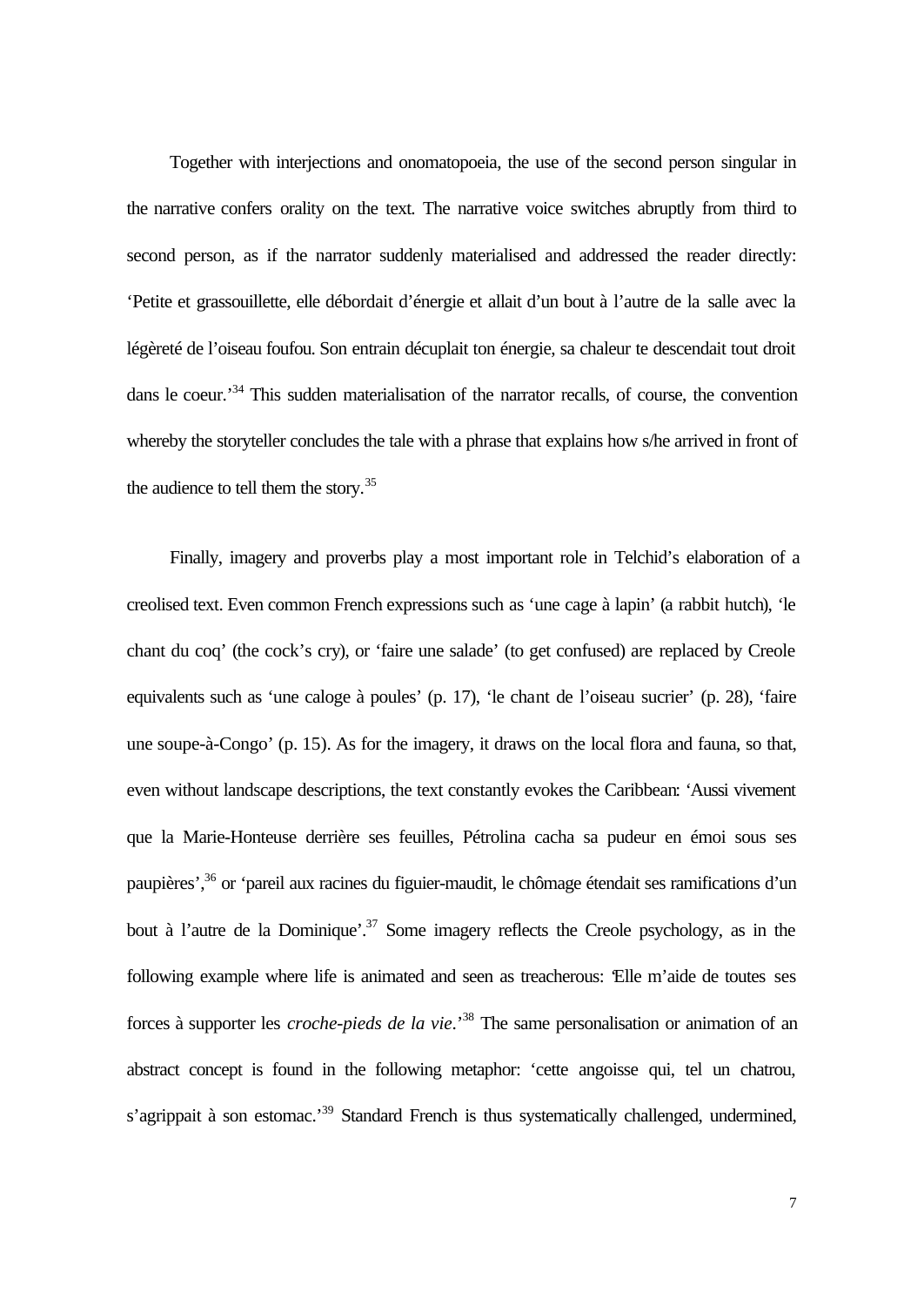Together with interjections and onomatopoeia, the use of the second person singular in the narrative confers orality on the text. The narrative voice switches abruptly from third to second person, as if the narrator suddenly materialised and addressed the reader directly: 'Petite et grassouillette, elle débordait d'énergie et allait d'un bout à l'autre de la salle avec la légèreté de l'oiseau foufou. Son entrain décuplait ton énergie, sa chaleur te descendait tout droit dans le coeur.'[34] This sudden materialisation of the narrator recalls, of course, the convention whereby the storyteller concludes the tale with a phrase that explains how s/he arrived in front of the audience to tell them the story.[35]

Finally, imagery and proverbs play a most important role in Telchid's elaboration of a creolised text. Even common French expressions such as 'une cage à lapin' (a rabbit hutch), 'le chant du coq' (the cock's cry), or 'faire une salade' (to get confused) are replaced by Creole equivalents such as 'une caloge à poules' (p. 17), 'le chant de l'oiseau sucrier' (p. 28), 'faire une soupe-à-Congo' (p. 15). As for the imagery, it draws on the local flora and fauna, so that, even without landscape descriptions, the text constantly evokes the Caribbean: 'Aussi vivement que la Marie-Honteuse derrière ses feuilles, Pétrolina cacha sa pudeur en émoi sous ses paupières',[36] or 'pareil aux racines du figuier-maudit, le chômage étendait ses ramifications d'un bout à l'autre de la Dominique'.[37] Some imagery reflects the Creole psychology, as in the following example where life is animated and seen as treacherous: 'Elle m'aide de toutes ses forces à supporter les *croche-pieds de la vie*.'[38] The same personalisation or animation of an abstract concept is found in the following metaphor: 'cette angoisse qui, tel un chatrou, s'agrippait à son estomac.'[39] Standard French is thus systematically challenged, undermined,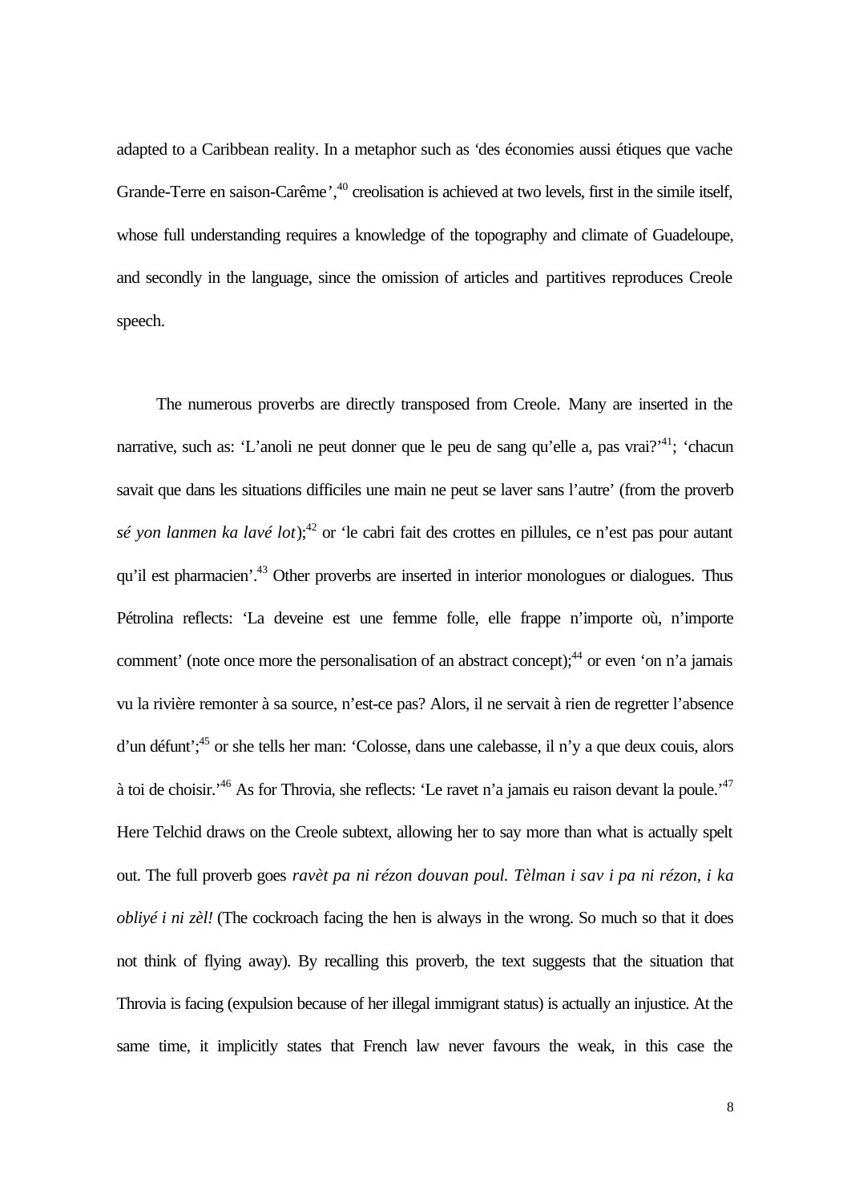adapted to a Caribbean reality. In a metaphor such as 'des économies aussi étiques que vache Grande-Terre en saison-Carême',[40] creolisation is achieved at two levels, first in the simile itself, whose full understanding requires a knowledge of the topography and climate of Guadeloupe, and secondly in the language, since the omission of articles and partitives reproduces Creole speech.

The numerous proverbs are directly transposed from Creole. Many are inserted in the narrative, such as: 'L'anoli ne peut donner que le peu de sang qu'elle a, pas vrai?'[41]; 'chacun savait que dans les situations difficiles une main ne peut se laver sans l'autre' (from the proverb *sé yon lanmen ka lavé lot*);[42] or 'le cabri fait des crottes en pillules, ce n'est pas pour autant qu'il est pharmacien'.[43] Other proverbs are inserted in interior monologues or dialogues. Thus Pétrolina reflects: 'La deveine est une femme folle, elle frappe n'importe où, n'importe comment' (note once more the personalisation of an abstract concept);[44] or even 'on n'a jamais vu la rivière remonter à sa source, n'est-ce pas? Alors, il ne servait à rien de regretter l'absence d'un défunt';[45] or she tells her man: 'Colosse, dans une calebasse, il n'y a que deux couis, alors à toi de choisir.'[46] As for Throvia, she reflects: 'Le ravet n'a jamais eu raison devant la poule.'[47] Here Telchid draws on the Creole subtext, allowing her to say more than what is actually spelt out. The full proverb goes *ravèt pa ni rézon douvan poul. Tèlman i sav i pa ni rézon, i ka obliyé i ni zèl!* (The cockroach facing the hen is always in the wrong. So much so that it does not think of flying away). By recalling this proverb, the text suggests that the situation that Throvia is facing (expulsion because of her illegal immigrant status) is actually an injustice. At the same time, it implicitly states that French law never favours the weak, in this case the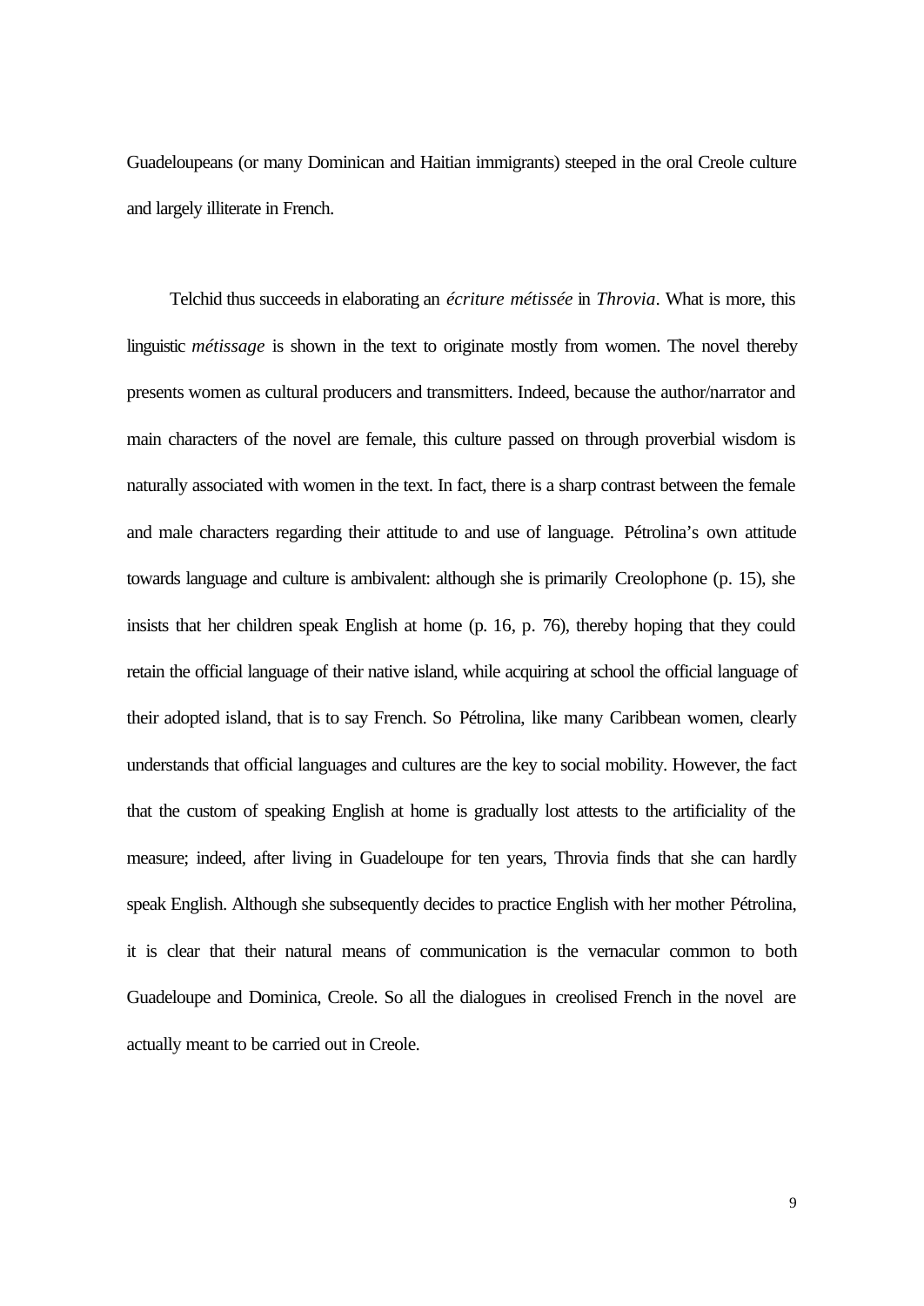Guadeloupeans (or many Dominican and Haitian immigrants) steeped in the oral Creole culture and largely illiterate in French.

Telchid thus succeeds in elaborating an *écriture métissée* in *Throvia*. What is more, this linguistic *métissage* is shown in the text to originate mostly from women. The novel thereby presents women as cultural producers and transmitters. Indeed, because the author/narrator and main characters of the novel are female, this culture passed on through proverbial wisdom is naturally associated with women in the text. In fact, there is a sharp contrast between the female and male characters regarding their attitude to and use of language. Pétrolina's own attitude towards language and culture is ambivalent: although she is primarily Creolophone (p. 15), she insists that her children speak English at home (p. 16, p. 76), thereby hoping that they could retain the official language of their native island, while acquiring at school the official language of their adopted island, that is to say French. So Pétrolina, like many Caribbean women, clearly understands that official languages and cultures are the key to social mobility. However, the fact that the custom of speaking English at home is gradually lost attests to the artificiality of the measure; indeed, after living in Guadeloupe for ten years, Throvia finds that she can hardly speak English. Although she subsequently decides to practice English with her mother Pétrolina, it is clear that their natural means of communication is the vernacular common to both Guadeloupe and Dominica, Creole. So all the dialogues in creolised French in the novel are actually meant to be carried out in Creole.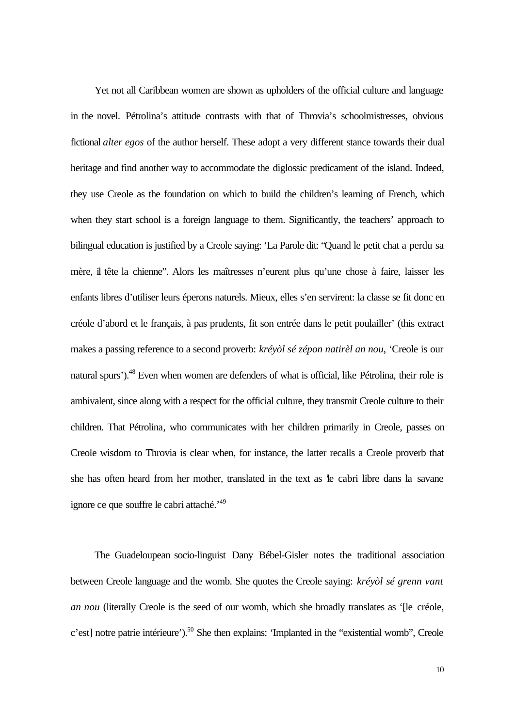Yet not all Caribbean women are shown as upholders of the official culture and language in the novel. Pétrolina's attitude contrasts with that of Throvia's schoolmistresses, obvious fictional *alter egos* of the author herself. These adopt a very different stance towards their dual heritage and find another way to accommodate the diglossic predicament of the island. Indeed, they use Creole as the foundation on which to build the children's learning of French, which when they start school is a foreign language to them. Significantly, the teachers' approach to bilingual education is justified by a Creole saying: 'La Parole dit: "Quand le petit chat a perdu sa mère, il tête la chienne". Alors les maîtresses n'eurent plus qu'une chose à faire, laisser les enfants libres d'utiliser leurs éperons naturels. Mieux, elles s'en servirent: la classe se fit donc en créole d'abord et le français, à pas prudents, fit son entrée dans le petit poulailler' (this extract makes a passing reference to a second proverb: *kréyòl sé zépon natirèl an nou*, 'Creole is our natural spurs').[48] Even when women are defenders of what is official, like Pétrolina, their role is ambivalent, since along with a respect for the official culture, they transmit Creole culture to their children. That Pétrolina, who communicates with her children primarily in Creole, passes on Creole wisdom to Throvia is clear when, for instance, the latter recalls a Creole proverb that she has often heard from her mother, translated in the text as 'le cabri libre dans la savane ignore ce que souffre le cabri attaché.'[49]

The Guadeloupean socio-linguist Dany Bébel-Gisler notes the traditional association between Creole language and the womb. She quotes the Creole saying: *kréyòl sé grenn vant an nou* (literally Creole is the seed of our womb, which she broadly translates as '[le créole, c'est] notre patrie intérieure').[50] She then explains: 'Implanted in the "existential womb", Creole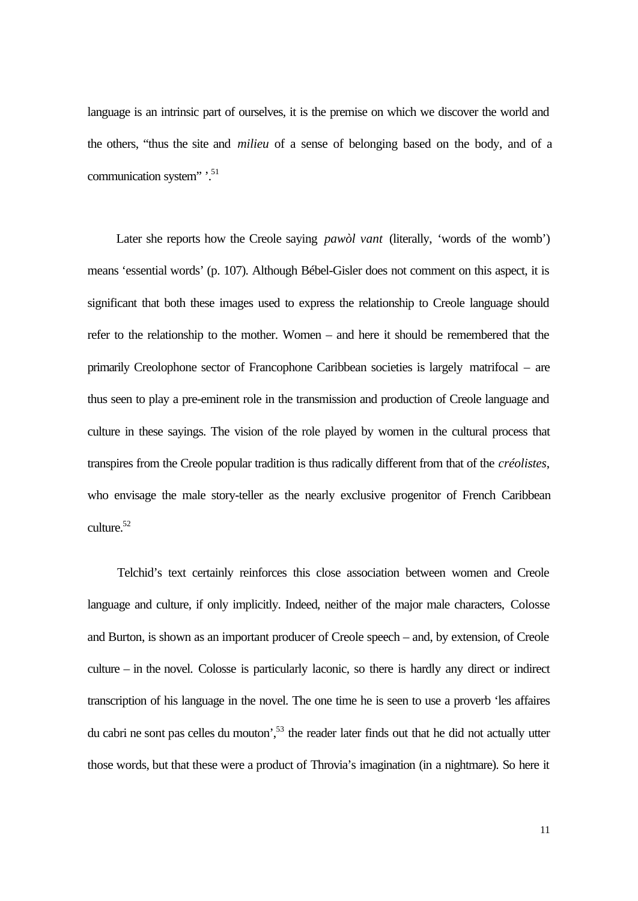language is an intrinsic part of ourselves, it is the premise on which we discover the world and the others, "thus the site and *milieu* of a sense of belonging based on the body, and of a communication system" '.[51]

Later she reports how the Creole saying *pawòl vant* (literally, 'words of the womb') means 'essential words' (p. 107). Although Bébel-Gisler does not comment on this aspect, it is significant that both these images used to express the relationship to Creole language should refer to the relationship to the mother. Women – and here it should be remembered that the primarily Creolophone sector of Francophone Caribbean societies is largely matrifocal – are thus seen to play a pre-eminent role in the transmission and production of Creole language and culture in these sayings. The vision of the role played by women in the cultural process that transpires from the Creole popular tradition is thus radically different from that of the *créolistes*, who envisage the male story-teller as the nearly exclusive progenitor of French Caribbean culture.[52]

Telchid's text certainly reinforces this close association between women and Creole language and culture, if only implicitly. Indeed, neither of the major male characters, Colosse and Burton, is shown as an important producer of Creole speech – and, by extension, of Creole culture – in the novel. Colosse is particularly laconic, so there is hardly any direct or indirect transcription of his language in the novel. The one time he is seen to use a proverb 'les affaires du cabri ne sont pas celles du mouton',[53] the reader later finds out that he did not actually utter those words, but that these were a product of Throvia's imagination (in a nightmare). So here it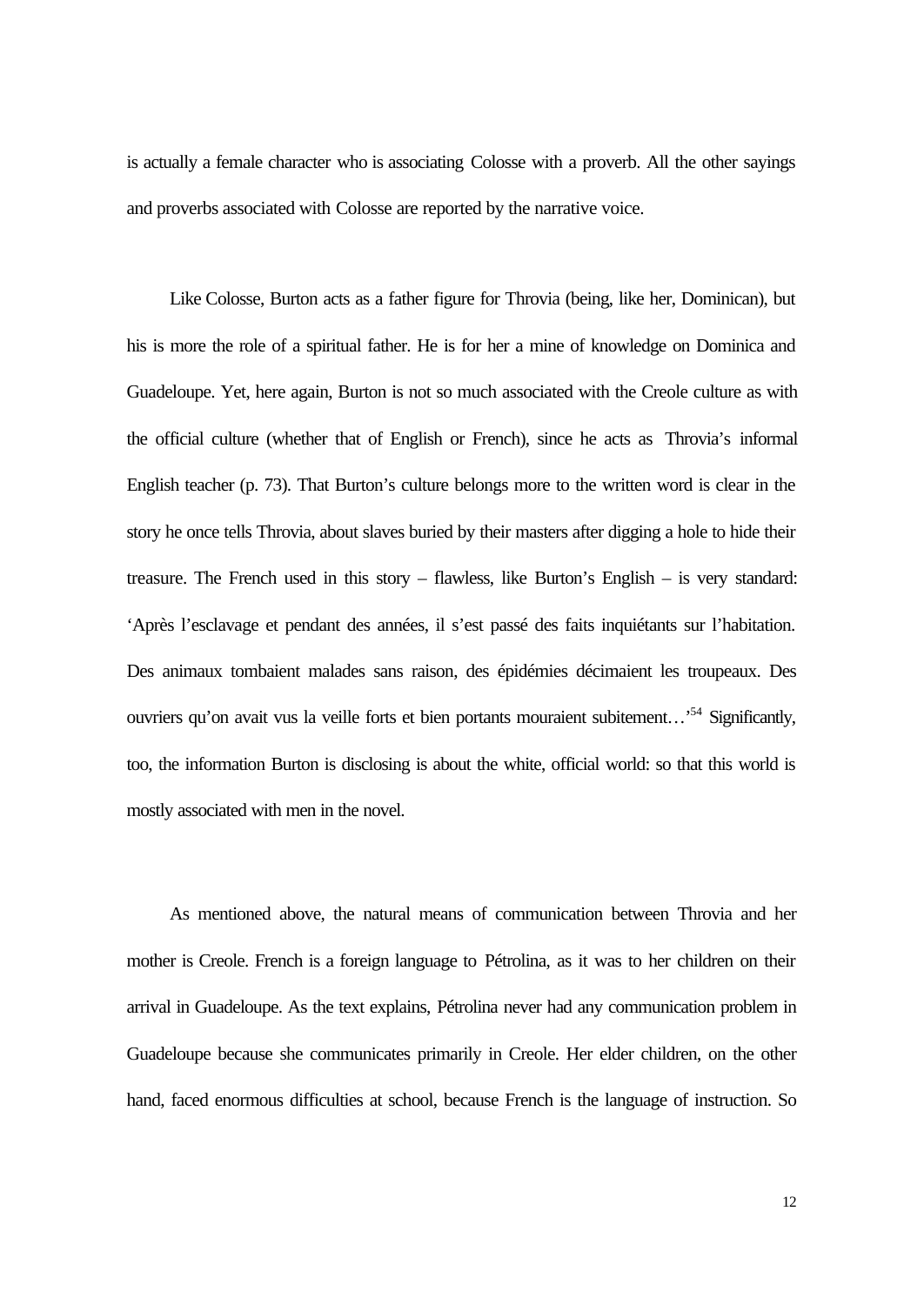is actually a female character who is associating Colosse with a proverb. All the other sayings and proverbs associated with Colosse are reported by the narrative voice.

Like Colosse, Burton acts as a father figure for Throvia (being, like her, Dominican), but his is more the role of a spiritual father. He is for her a mine of knowledge on Dominica and Guadeloupe. Yet, here again, Burton is not so much associated with the Creole culture as with the official culture (whether that of English or French), since he acts as Throvia's informal English teacher (p. 73). That Burton's culture belongs more to the written word is clear in the story he once tells Throvia, about slaves buried by their masters after digging a hole to hide their treasure. The French used in this story – flawless, like Burton's English – is very standard: 'Après l'esclavage et pendant des années, il s'est passé des faits inquiétants sur l'habitation. Des animaux tombaient malades sans raison, des épidémies décimaient les troupeaux. Des ouvriers qu'on avait vus la veille forts et bien portants mouraient subitement…'[54] Significantly, too, the information Burton is disclosing is about the white, official world: so that this world is mostly associated with men in the novel.

As mentioned above, the natural means of communication between Throvia and her mother is Creole. French is a foreign language to Pétrolina, as it was to her children on their arrival in Guadeloupe. As the text explains, Pétrolina never had any communication problem in Guadeloupe because she communicates primarily in Creole. Her elder children, on the other hand, faced enormous difficulties at school, because French is the language of instruction. So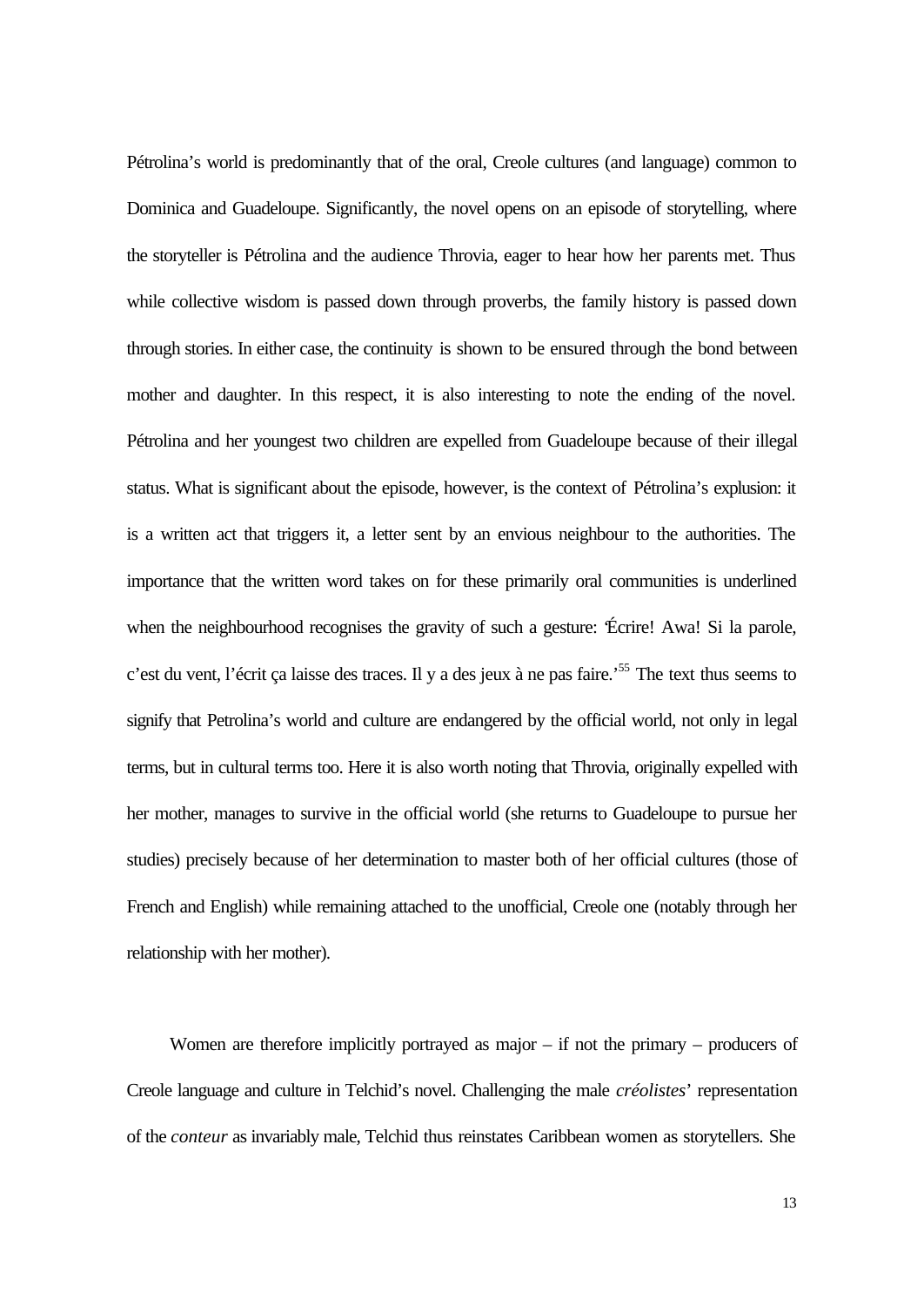Pétrolina's world is predominantly that of the oral, Creole cultures (and language) common to Dominica and Guadeloupe. Significantly, the novel opens on an episode of storytelling, where the storyteller is Pétrolina and the audience Throvia, eager to hear how her parents met. Thus while collective wisdom is passed down through proverbs, the family history is passed down through stories. In either case, the continuity is shown to be ensured through the bond between mother and daughter. In this respect, it is also interesting to note the ending of the novel. Pétrolina and her youngest two children are expelled from Guadeloupe because of their illegal status. What is significant about the episode, however, is the context of Pétrolina's explusion: it is a written act that triggers it, a letter sent by an envious neighbour to the authorities. The importance that the written word takes on for these primarily oral communities is underlined when the neighbourhood recognises the gravity of such a gesture: 'Écrire! Awa! Si la parole, c'est du vent, l'écrit ça laisse des traces. Il y a des jeux à ne pas faire.'[55] The text thus seems to signify that Petrolina's world and culture are endangered by the official world, not only in legal terms, but in cultural terms too. Here it is also worth noting that Throvia, originally expelled with her mother, manages to survive in the official world (she returns to Guadeloupe to pursue her studies) precisely because of her determination to master both of her official cultures (those of French and English) while remaining attached to the unofficial, Creole one (notably through her relationship with her mother).

Women are therefore implicitly portrayed as major – if not the primary – producers of Creole language and culture in Telchid's novel. Challenging the male *créolistes*' representation of the *conteur* as invariably male, Telchid thus reinstates Caribbean women as storytellers. She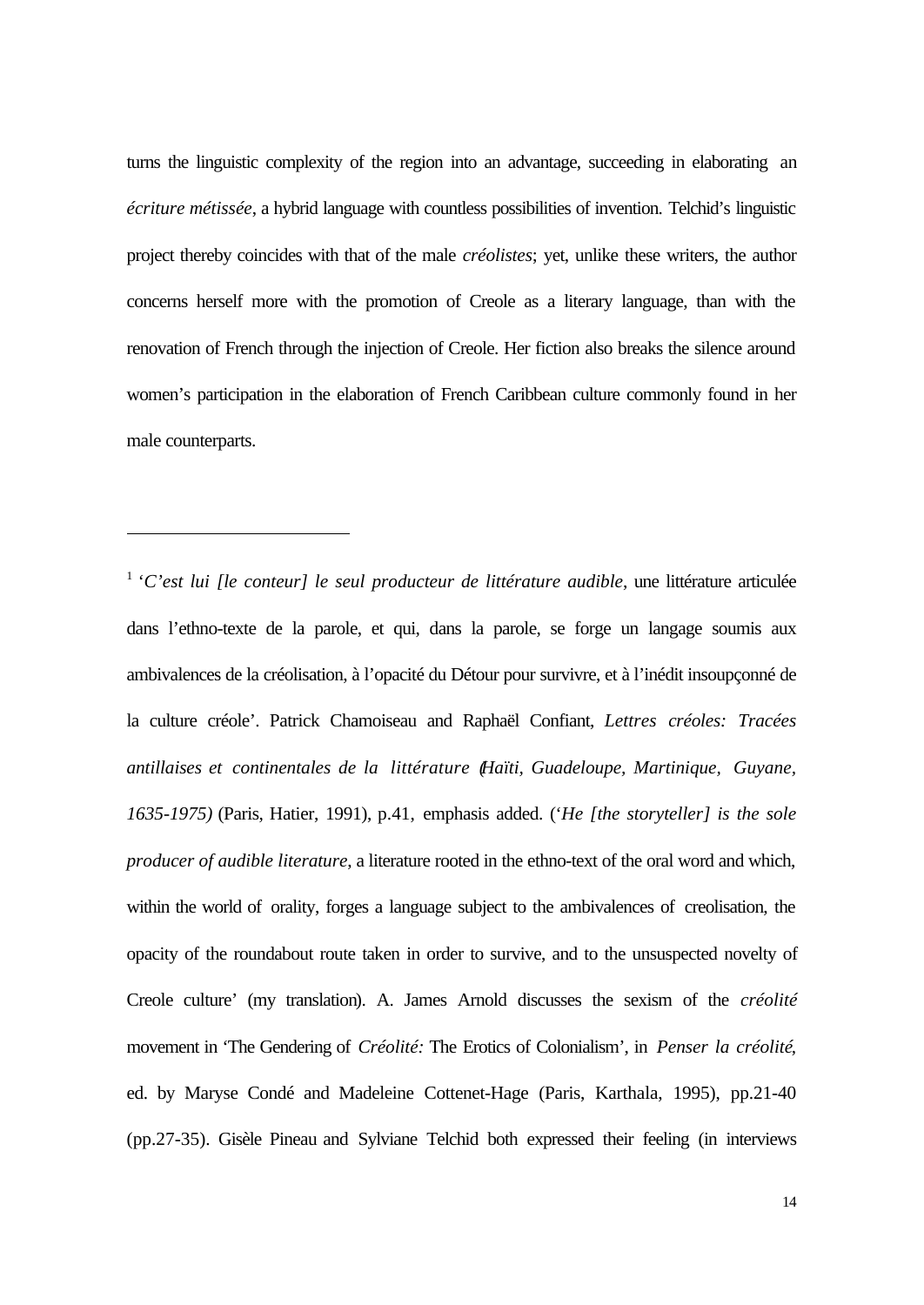turns the linguistic complexity of the region into an advantage, succeeding in elaborating an *écriture métissée*, a hybrid language with countless possibilities of invention. Telchid's linguistic project thereby coincides with that of the male *créolistes*; yet, unlike these writers, the author concerns herself more with the promotion of Creole as a literary language, than with the renovation of French through the injection of Creole. Her fiction also breaks the silence around women's participation in the elaboration of French Caribbean culture commonly found in her male counterparts.

---

[1] '*C'est lui [le conteur] le seul producteur de littérature audible*, une littérature articulée dans l'ethno-texte de la parole, et qui, dans la parole, se forge un langage soumis aux ambivalences de la créolisation, à l'opacité du Détour pour survivre, et à l'inédit insoupçonné de la culture créole'. Patrick Chamoiseau and Raphaël Confiant, *Lettres créoles: Tracées antillaises et continentales de la littérature (Haïti, Guadeloupe, Martinique, Guyane, 1635-1975)* (Paris, Hatier, 1991), p.41, emphasis added. ('*He [the storyteller] is the sole producer of audible literature*, a literature rooted in the ethno-text of the oral word and which, within the world of orality, forges a language subject to the ambivalences of creolisation, the opacity of the roundabout route taken in order to survive, and to the unsuspected novelty of Creole culture' (my translation). A. James Arnold discusses the sexism of the *créolité* movement in 'The Gendering of *Créolité:* The Erotics of Colonialism', in *Penser la créolité*, ed. by Maryse Condé and Madeleine Cottenet-Hage (Paris, Karthala, 1995), pp.21-40 (pp.27-35). Gisèle Pineau and Sylviane Telchid both expressed their feeling (in interviews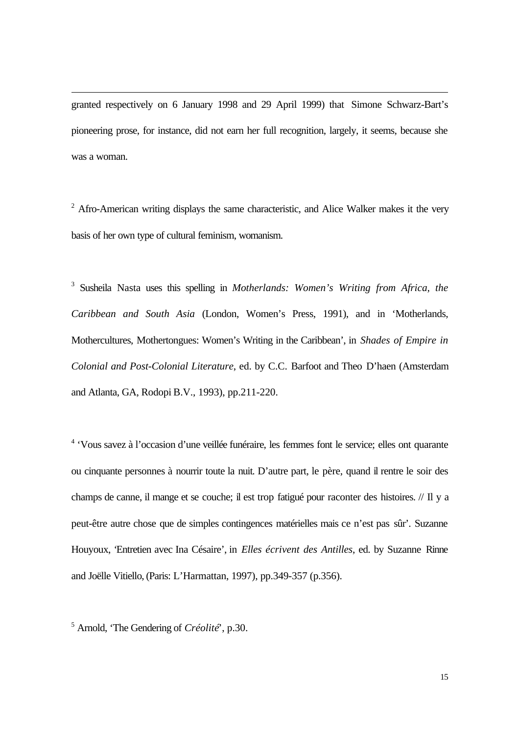granted respectively on 6 January 1998 and 29 April 1999) that Simone Schwarz-Bart's pioneering prose, for instance, did not earn her full recognition, largely, it seems, because she was a woman.

[2] Afro-American writing displays the same characteristic, and Alice Walker makes it the very basis of her own type of cultural feminism, womanism.

[3] Susheila Nasta uses this spelling in *Motherlands: Women's Writing from Africa, the Caribbean and South Asia* (London, Women's Press, 1991), and in 'Motherlands, Mothercultures, Mothertongues: Women's Writing in the Caribbean', in *Shades of Empire in Colonial and Post-Colonial Literature*, ed. by C.C. Barfoot and Theo D'haen (Amsterdam and Atlanta, GA, Rodopi B.V., 1993), pp.211-220.

[4] 'Vous savez à l'occasion d'une veillée funéraire, les femmes font le service; elles ont quarante ou cinquante personnes à nourrir toute la nuit. D'autre part, le père, quand il rentre le soir des champs de canne, il mange et se couche; il est trop fatigué pour raconter des histoires. // Il y a peut-être autre chose que de simples contingences matérielles mais ce n'est pas sûr'. Suzanne Houyoux, 'Entretien avec Ina Césaire', in *Elles écrivent des Antilles*, ed. by Suzanne Rinne and Joëlle Vitiello, (Paris: L'Harmattan, 1997), pp.349-357 (p.356).

[5] Arnold, 'The Gendering of *Créolité*', p.30.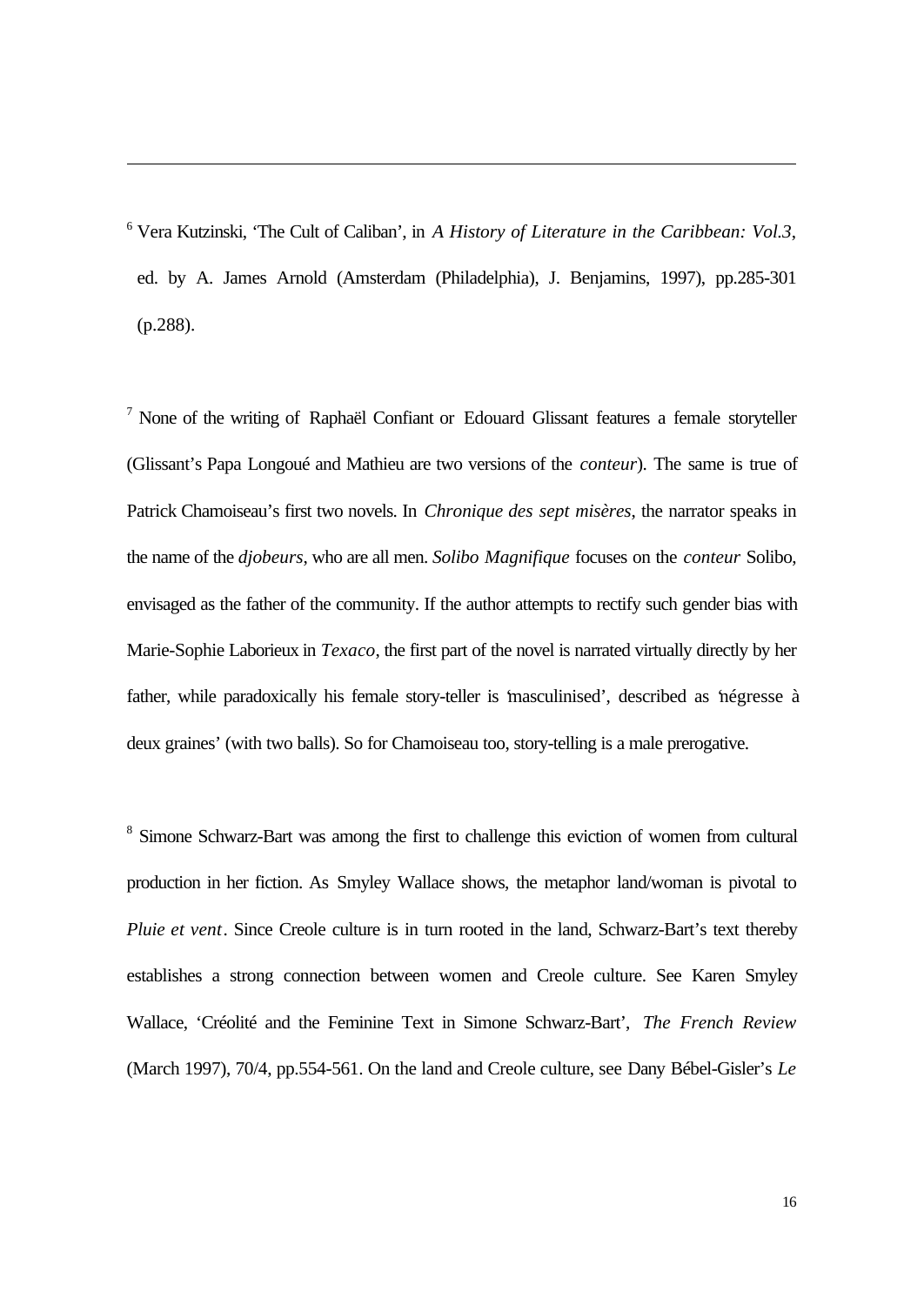---

[6] Vera Kutzinski, 'The Cult of Caliban', in *A History of Literature in the Caribbean: Vol.3*, ed. by A. James Arnold (Amsterdam (Philadelphia), J. Benjamins, 1997), pp.285-301 (p.288).

[7] None of the writing of Raphaël Confiant or Edouard Glissant features a female storyteller (Glissant's Papa Longoué and Mathieu are two versions of the *conteur*). The same is true of Patrick Chamoiseau's first two novels. In *Chronique des sept misères*, the narrator speaks in the name of the *djobeurs*, who are all men. *Solibo Magnifique* focuses on the *conteur* Solibo, envisaged as the father of the community. If the author attempts to rectify such gender bias with Marie-Sophie Laborieux in *Texaco*, the first part of the novel is narrated virtually directly by her father, while paradoxically his female story-teller is 'masculinised', described as 'négresse à deux graines' (with two balls). So for Chamoiseau too, story-telling is a male prerogative.

[8] Simone Schwarz-Bart was among the first to challenge this eviction of women from cultural production in her fiction. As Smyley Wallace shows, the metaphor land/woman is pivotal to *Pluie et vent*. Since Creole culture is in turn rooted in the land, Schwarz-Bart's text thereby establishes a strong connection between women and Creole culture. See Karen Smyley Wallace, 'Créolité and the Feminine Text in Simone Schwarz-Bart', *The French Review* (March 1997), 70/4, pp.554-561. On the land and Creole culture, see Dany Bébel-Gisler's *Le*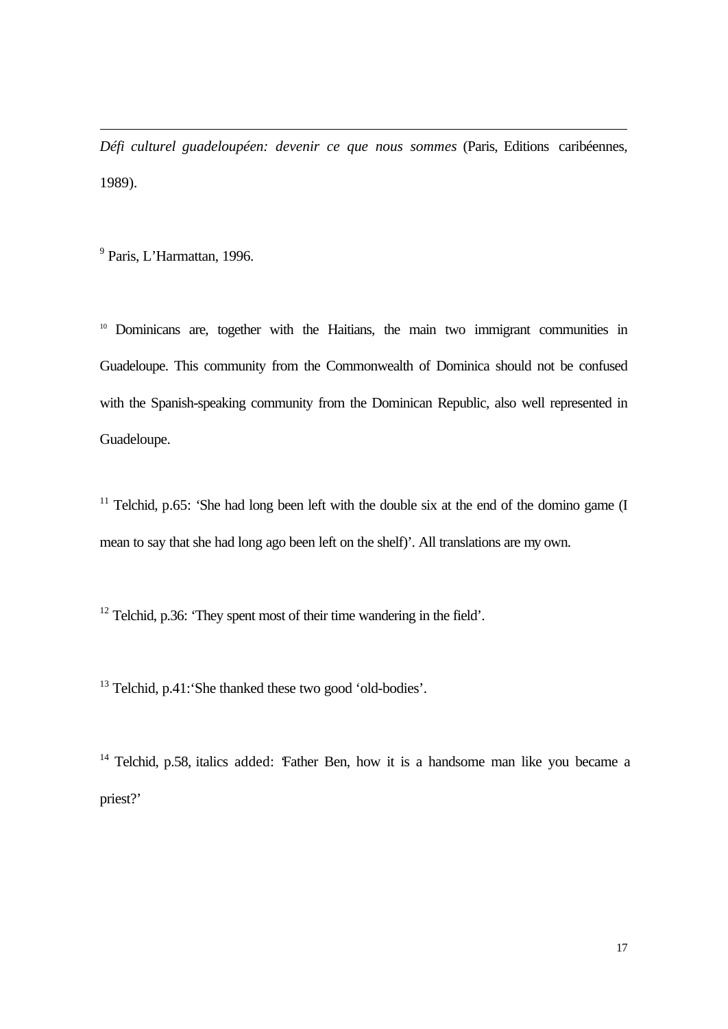*Défi culturel guadeloupéen: devenir ce que nous sommes* (Paris, Editions caribéennes, 1989).

[9] Paris, L'Harmattan, 1996.

[10] Dominicans are, together with the Haitians, the main two immigrant communities in Guadeloupe. This community from the Commonwealth of Dominica should not be confused with the Spanish-speaking community from the Dominican Republic, also well represented in Guadeloupe.

[11] Telchid, p.65: 'She had long been left with the double six at the end of the domino game (I mean to say that she had long ago been left on the shelf)'. All translations are my own.

[12] Telchid, p.36: 'They spent most of their time wandering in the field'.

[13] Telchid, p.41:'She thanked these two good 'old-bodies'.

[14] Telchid, p.58, italics added: 'Father Ben, how it is a handsome man like you became a priest?'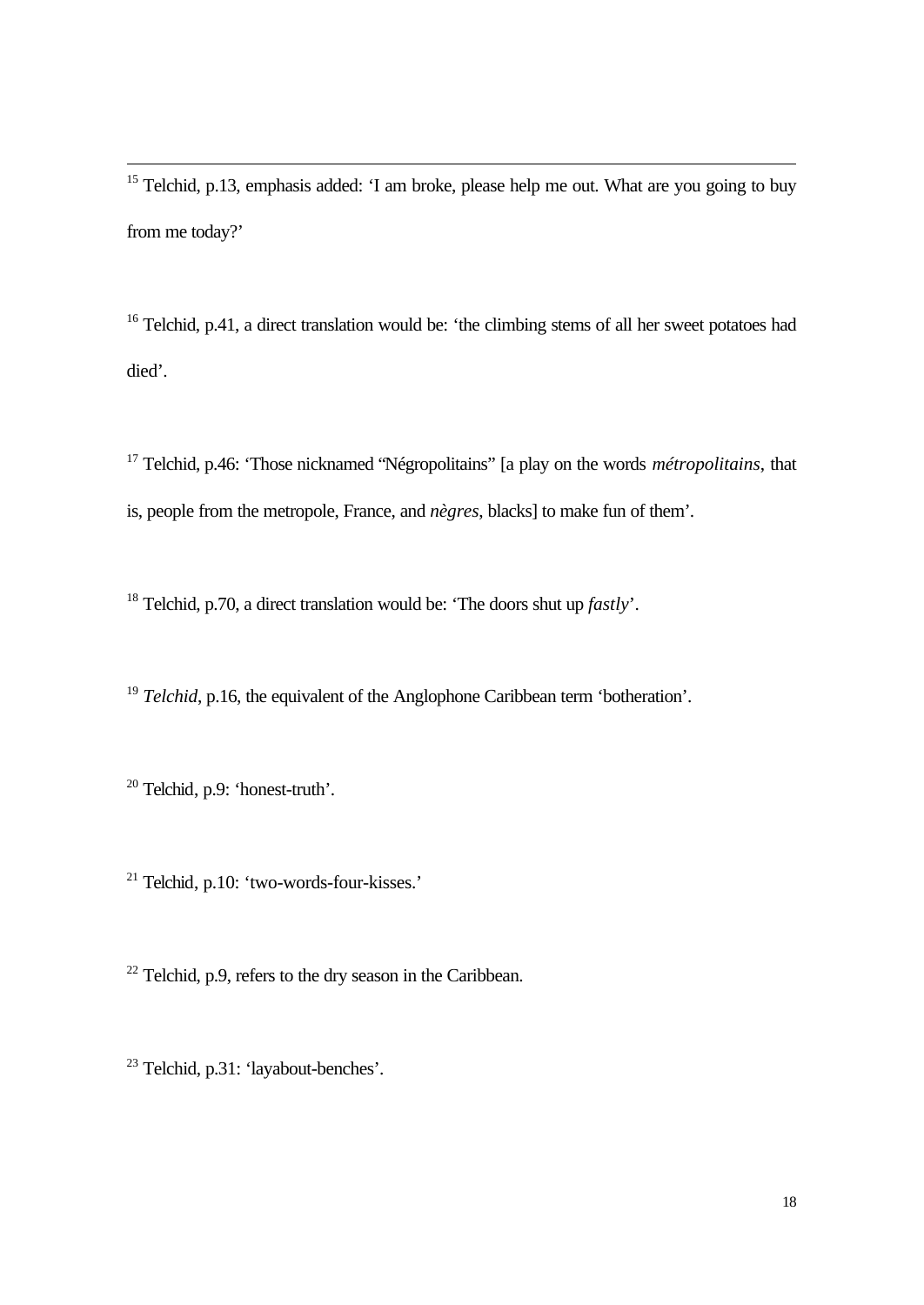[15] Telchid, p.13, emphasis added: 'I am broke, please help me out. What are you going to buy from me today?'

[16] Telchid, p.41, a direct translation would be: 'the climbing stems of all her sweet potatoes had died'.

[17] Telchid, p.46: 'Those nicknamed "Négropolitains" [a play on the words *métropolitains*, that is, people from the metropole, France, and *nègres*, blacks] to make fun of them'.

[18] Telchid, p.70, a direct translation would be: 'The doors shut up *fastly*'.

[19] *Telchid*, p.16, the equivalent of the Anglophone Caribbean term 'botheration'.

[20] Telchid, p.9: 'honest-truth'.

[21] Telchid, p.10: 'two-words-four-kisses.'

[22] Telchid, p.9, refers to the dry season in the Caribbean.

[23] Telchid, p.31: 'layabout-benches'.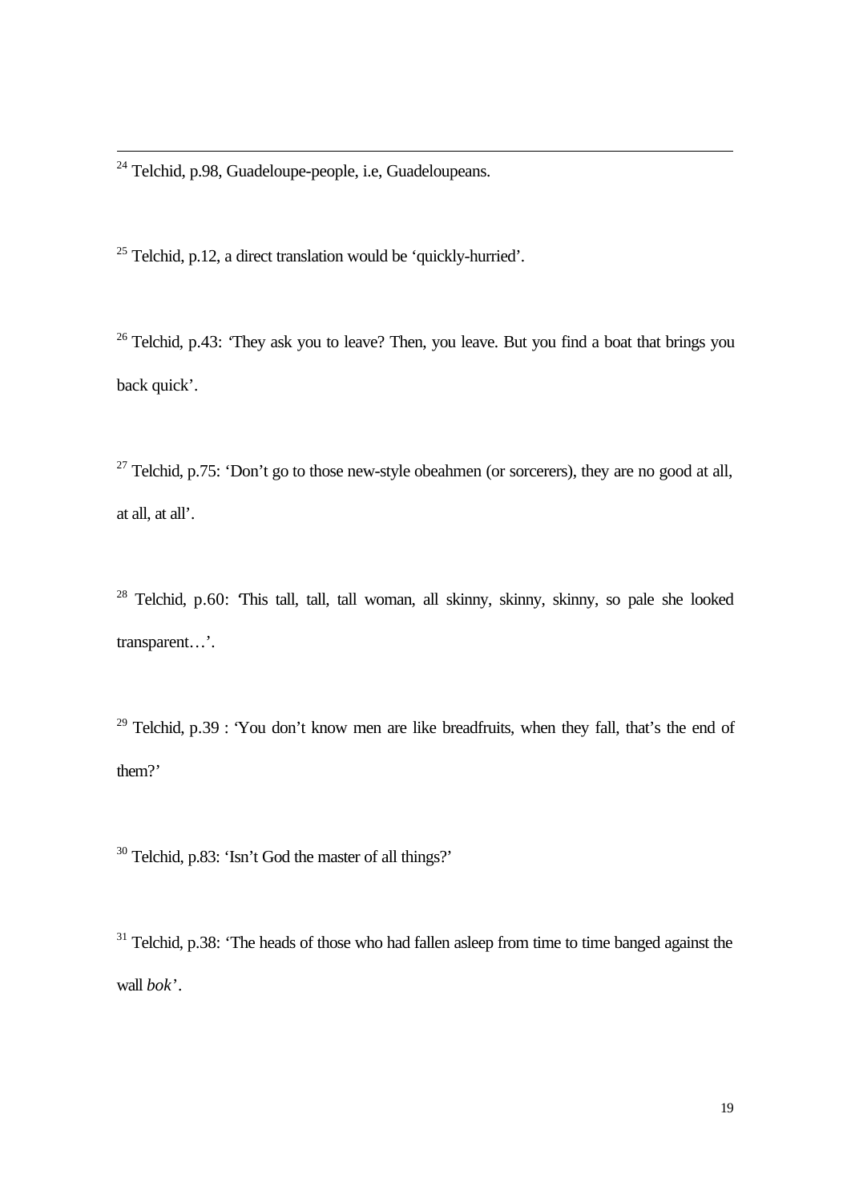[24] Telchid, p.98, Guadeloupe-people, i.e, Guadeloupeans.

[25] Telchid, p.12, a direct translation would be 'quickly-hurried'.

[26] Telchid, p.43: 'They ask you to leave? Then, you leave. But you find a boat that brings you back quick'.

[27] Telchid, p.75: 'Don't go to those new-style obeahmen (or sorcerers), they are no good at all, at all, at all'.

[28] Telchid, p.60: 'This tall, tall, tall woman, all skinny, skinny, skinny, so pale she looked transparent…'.

[29] Telchid, p.39 : 'You don't know men are like breadfruits, when they fall, that's the end of them?'

[30] Telchid, p.83: 'Isn't God the master of all things?'

[31] Telchid, p.38: 'The heads of those who had fallen asleep from time to time banged against the wall *bok*'.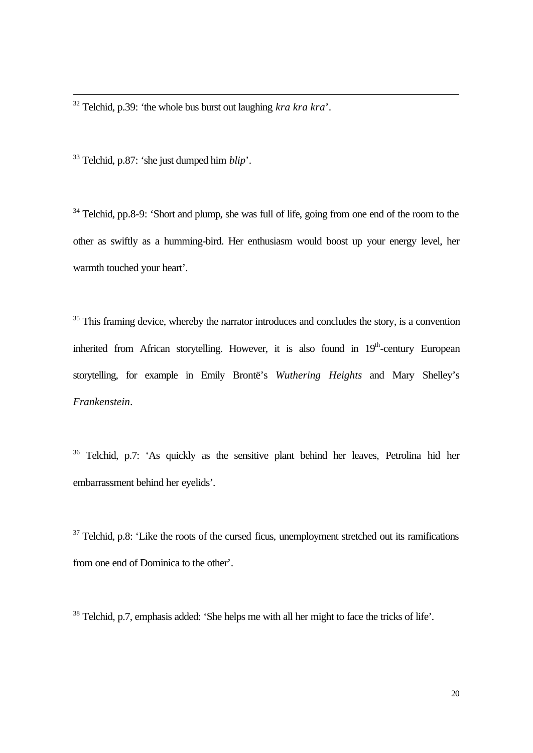[32] Telchid, p.39: 'the whole bus burst out laughing *kra kra kra*'.

[33] Telchid, p.87: 'she just dumped him *blip*'.

[34] Telchid, pp.8-9: 'Short and plump, she was full of life, going from one end of the room to the other as swiftly as a humming-bird. Her enthusiasm would boost up your energy level, her warmth touched your heart'.

[35] This framing device, whereby the narrator introduces and concludes the story, is a convention inherited from African storytelling. However, it is also found in 19th-century European storytelling, for example in Emily Brontë's *Wuthering Heights* and Mary Shelley's *Frankenstein*.

[36] Telchid, p.7: 'As quickly as the sensitive plant behind her leaves, Petrolina hid her embarrassment behind her eyelids'.

[37] Telchid, p.8: 'Like the roots of the cursed ficus, unemployment stretched out its ramifications from one end of Dominica to the other'.

[38] Telchid, p.7, emphasis added: 'She helps me with all her might to face the tricks of life'.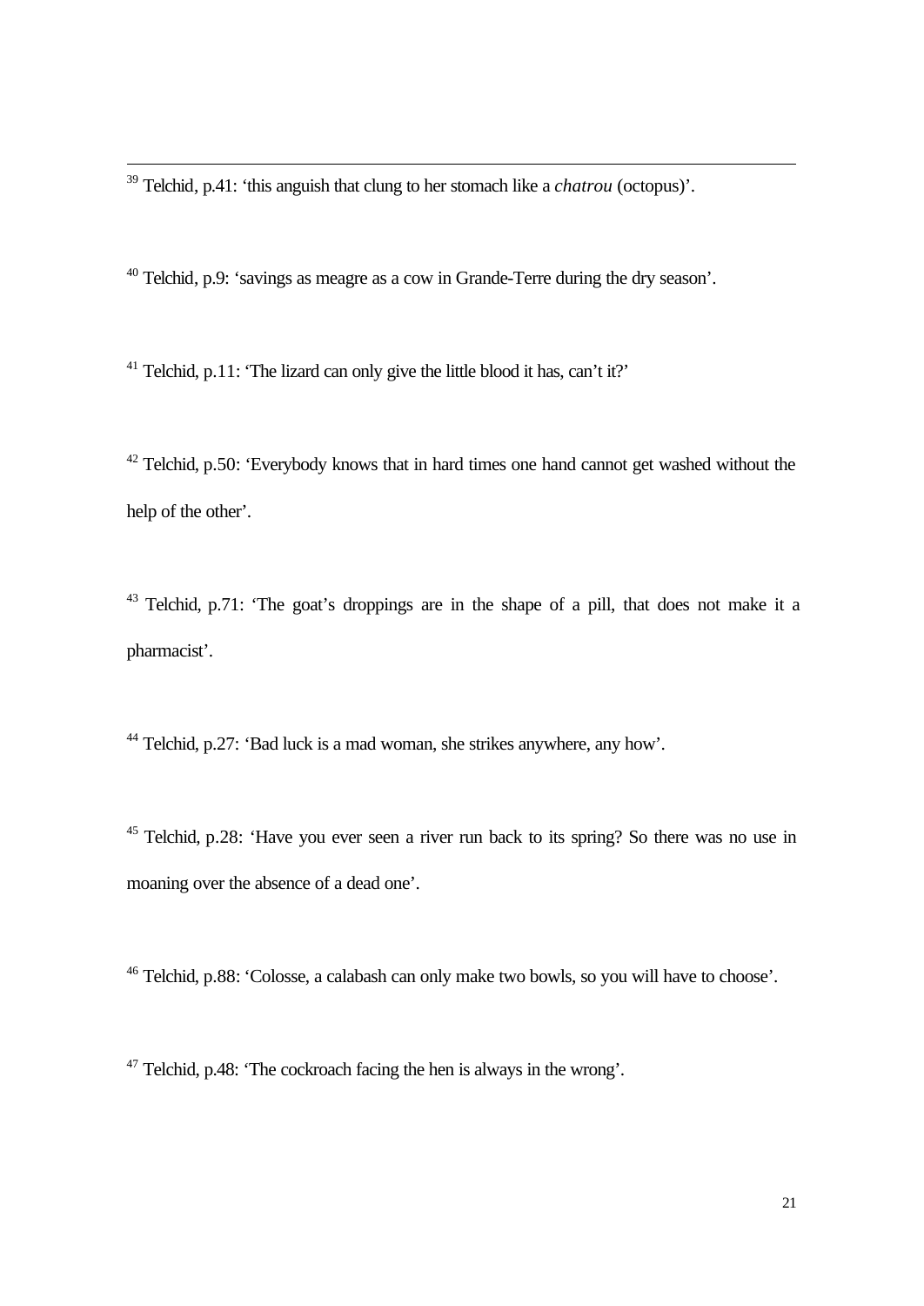[39] Telchid, p.41: 'this anguish that clung to her stomach like a *chatrou* (octopus)'.

[40] Telchid, p.9: 'savings as meagre as a cow in Grande-Terre during the dry season'.

[41] Telchid, p.11: 'The lizard can only give the little blood it has, can't it?'

[42] Telchid, p.50: 'Everybody knows that in hard times one hand cannot get washed without the help of the other'.

[43] Telchid, p.71: 'The goat's droppings are in the shape of a pill, that does not make it a pharmacist'.

[44] Telchid, p.27: 'Bad luck is a mad woman, she strikes anywhere, any how'.

[45] Telchid, p.28: 'Have you ever seen a river run back to its spring? So there was no use in moaning over the absence of a dead one'.

[46] Telchid, p.88: 'Colosse, a calabash can only make two bowls, so you will have to choose'.

[47] Telchid, p.48: 'The cockroach facing the hen is always in the wrong'.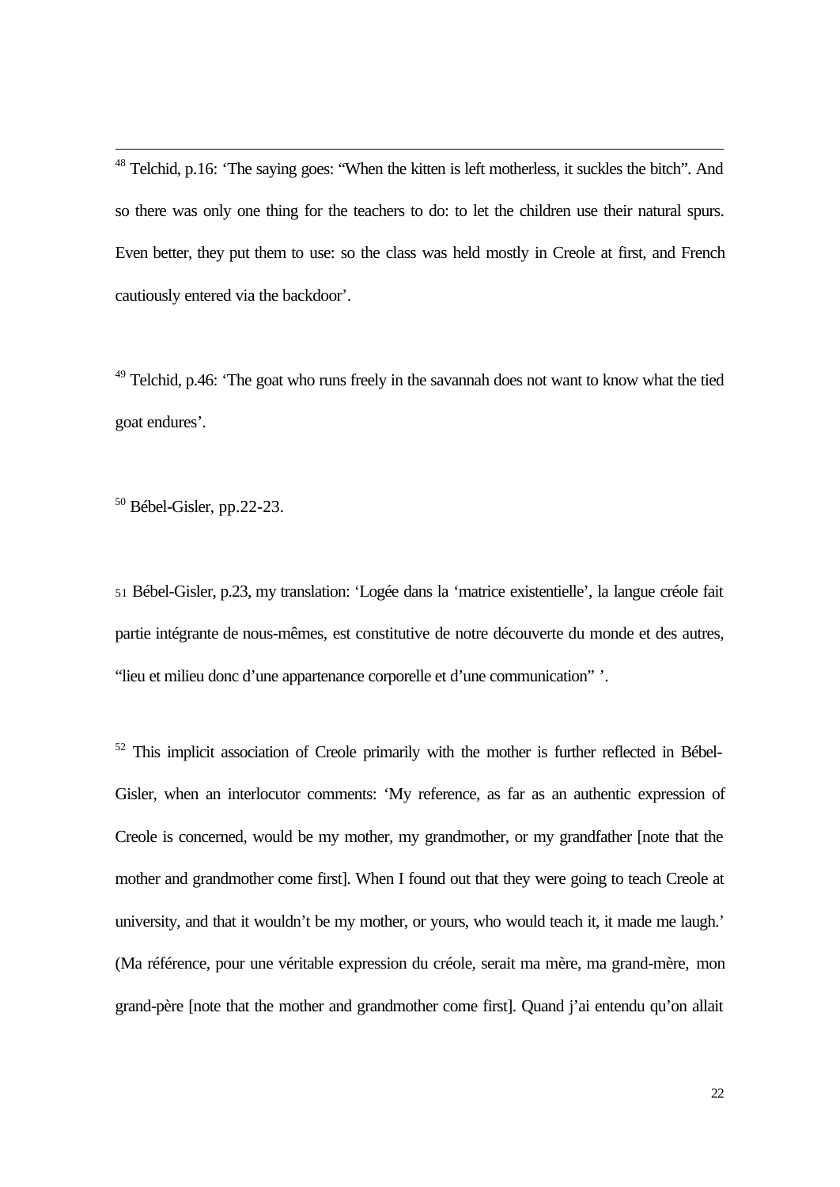[48] Telchid, p.16: 'The saying goes: "When the kitten is left motherless, it suckles the bitch". And so there was only one thing for the teachers to do: to let the children use their natural spurs. Even better, they put them to use: so the class was held mostly in Creole at first, and French cautiously entered via the backdoor'.

[49] Telchid, p.46: 'The goat who runs freely in the savannah does not want to know what the tied goat endures'.

[50] Bébel-Gisler, pp.22-23.

[51] Bébel-Gisler, p.23, my translation: 'Logée dans la 'matrice existentielle', la langue créole fait partie intégrante de nous-mêmes, est constitutive de notre découverte du monde et des autres, "lieu et milieu donc d'une appartenance corporelle et d'une communication" '.

[52] This implicit association of Creole primarily with the mother is further reflected in Bébel-Gisler, when an interlocutor comments: 'My reference, as far as an authentic expression of Creole is concerned, would be my mother, my grandmother, or my grandfather [note that the mother and grandmother come first]. When I found out that they were going to teach Creole at university, and that it wouldn't be my mother, or yours, who would teach it, it made me laugh.' (Ma référence, pour une véritable expression du créole, serait ma mère, ma grand-mère, mon grand-père [note that the mother and grandmother come first]. Quand j'ai entendu qu'on allait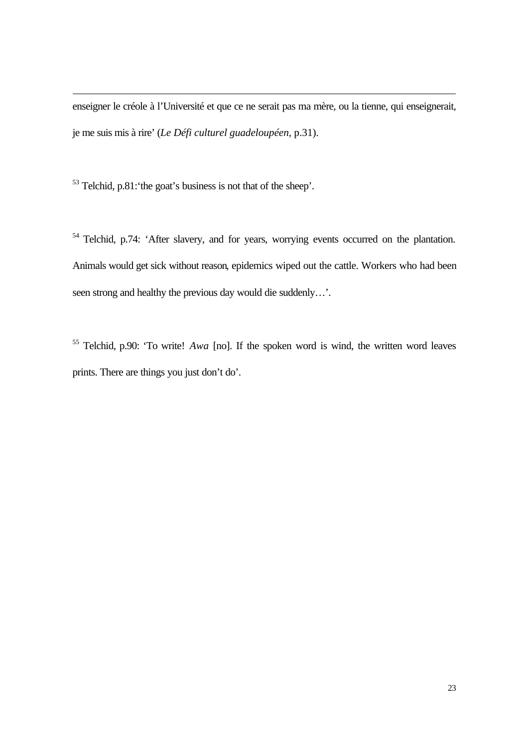enseigner le créole à l'Université et que ce ne serait pas ma mère, ou la tienne, qui enseignerait, je me suis mis à rire' (*Le Défi culturel guadeloupéen*, p.31).

[53] Telchid, p.81:'the goat's business is not that of the sheep'.

[54] Telchid, p.74: 'After slavery, and for years, worrying events occurred on the plantation. Animals would get sick without reason, epidemics wiped out the cattle. Workers who had been seen strong and healthy the previous day would die suddenly…'.

[55] Telchid, p.90: 'To write! *Awa* [no]. If the spoken word is wind, the written word leaves prints. There are things you just don't do'.